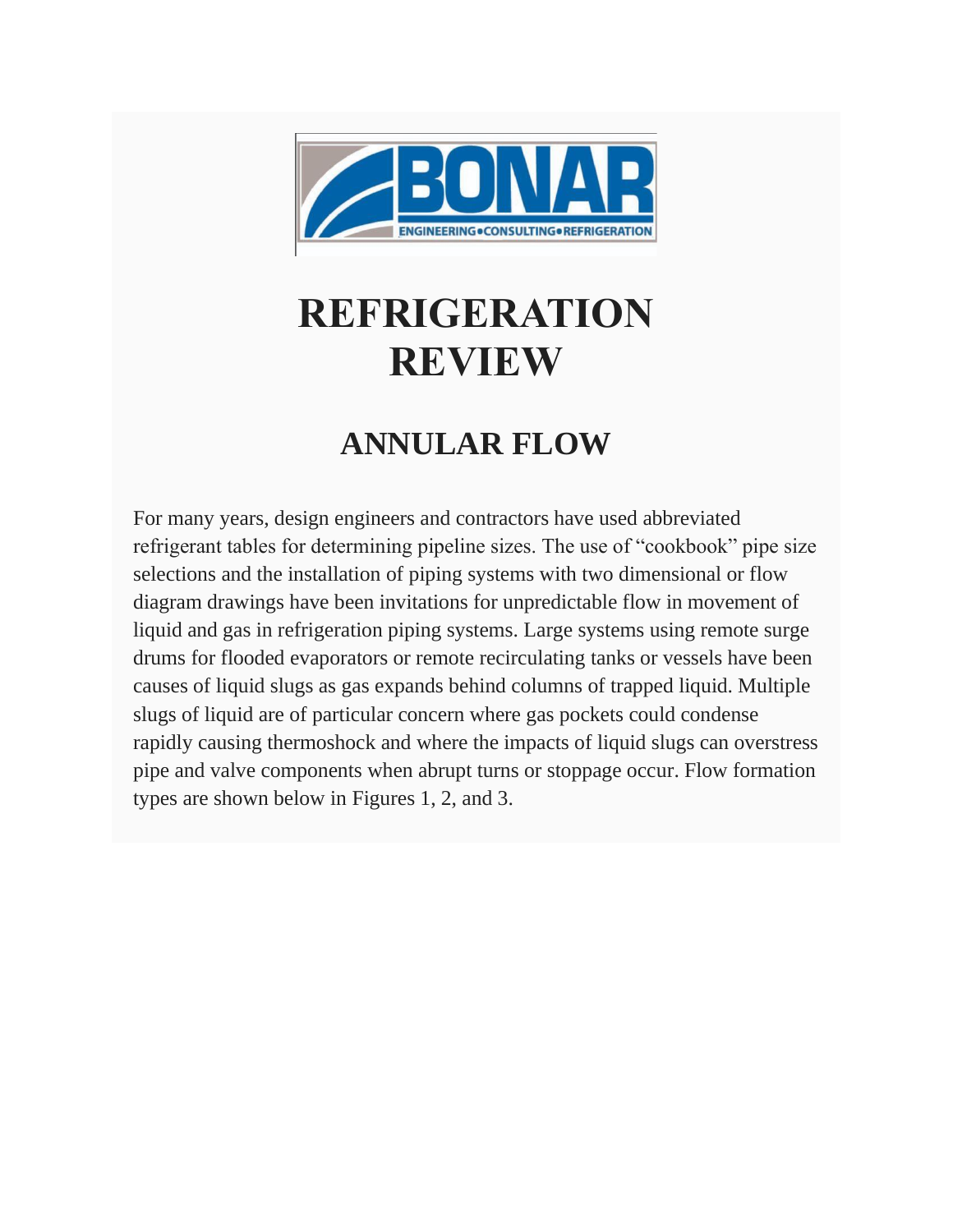# REFRIGERATION REVIEW

## ANNULAR FLOW

For many years, design engineers and contractors have used abbreviated refrigerant tables for determining pipeline sizes. The use of "cookbook" pipe size selections and the installation of piping systems with two dimensional or flow diagram drawings have been invitations for unpredictable flow in movement of liquid and gas in refrigeration piping systems. Large systems using remote surge drums for flooded evaporators or remote recirculating tanks or vessels have been causes of liquid slugs as gas expands behind columns of trapped liquid. Multiple slugs of liquid are of particular concern where gas pockets could condense rapidly causing thermoshock and where the impacts of liquid slugs can overstress pipe and valve components when abrupt turns or stoppage occur. Flow formation types are shown below in Figures 1, 2, and 3.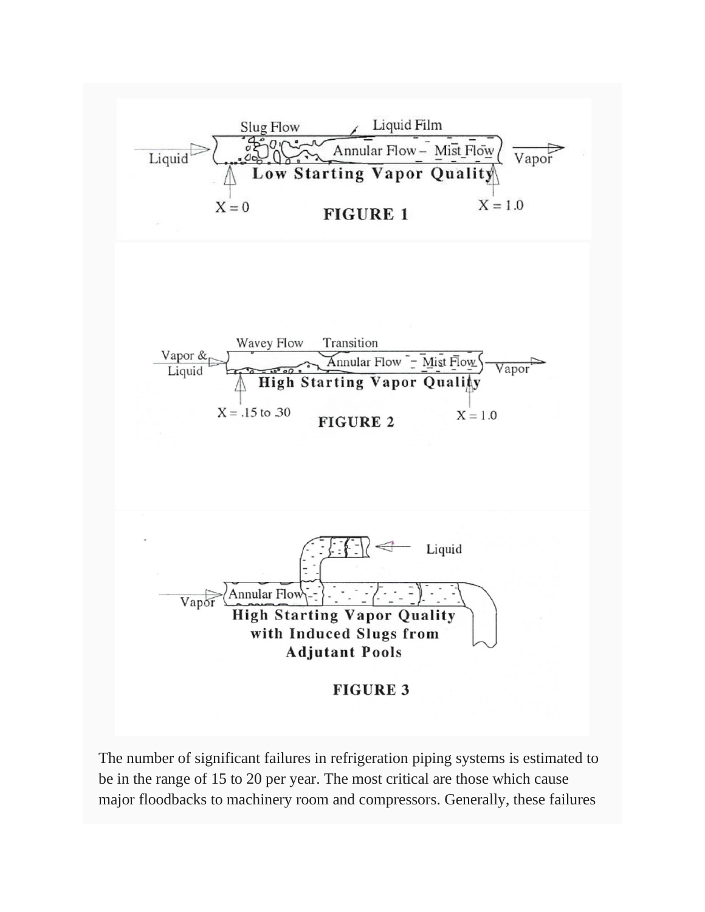FIGURE 1

FIGURE 2

FIGURE 3

The number of significant failures in refrigeration piping systems is estimated to be in the range of 15 to 20 per year. The most critical are those which cause major floodbacks to machinery room and compressors. Generally, these failures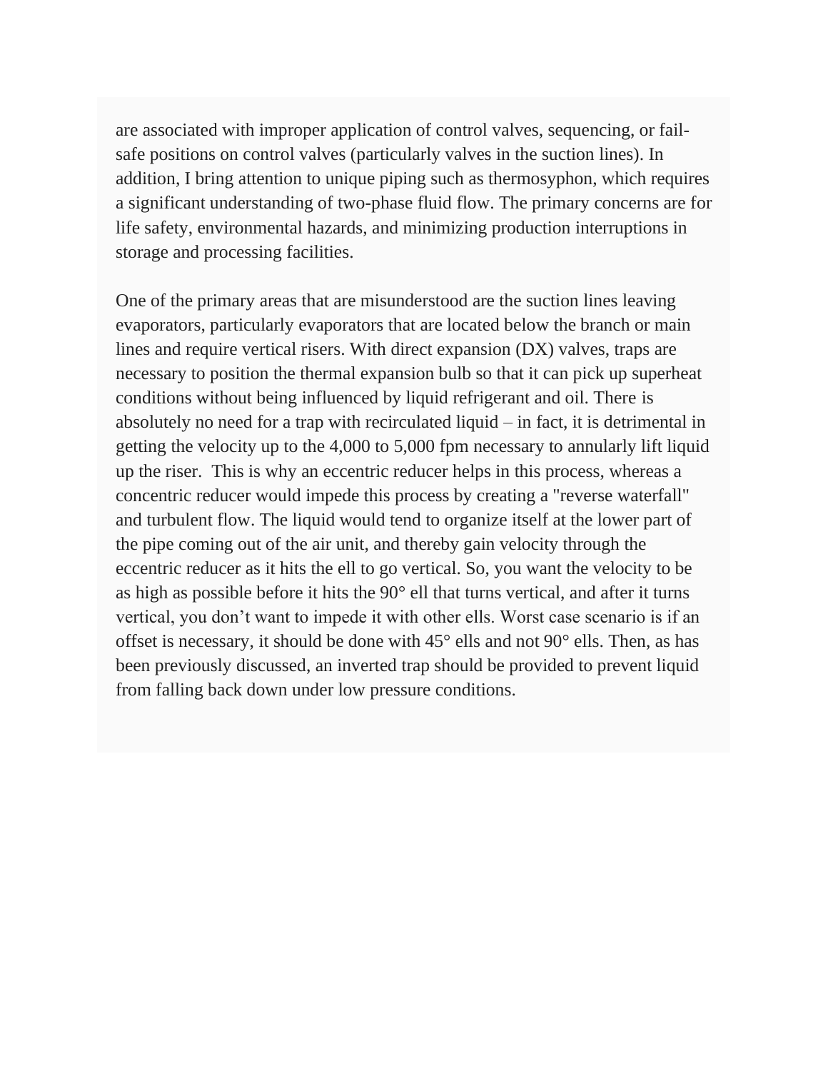are associated with improper application of control valves, sequencing, or fail-safe positions on control valves (particularly valves in the suction lines). In addition, I bring attention to unique piping such as thermosyphon, which requires a significant understanding of two-phase fluid flow. The primary concerns are for life safety, environmental hazards, and minimizing production interruptions in storage and processing facilities.

One of the primary areas that are misunderstood are the suction lines leaving evaporators, particularly evaporators that are located below the branch or main lines and require vertical risers. With direct expansion (DX) valves, traps are necessary to position the thermal expansion bulb so that it can pick up superheat conditions without being influenced by liquid refrigerant and oil. There is absolutely no need for a trap with recirculated liquid – in fact, it is detrimental in getting the velocity up to the 4,000 to 5,000 fpm necessary to annularly lift liquid up the riser. This is why an eccentric reducer helps in this process, whereas a concentric reducer would impede this process by creating a "reverse waterfall" and turbulent flow. The liquid would tend to organize itself at the lower part of the pipe coming out of the air unit, and thereby gain velocity through the eccentric reducer as it hits the ell to go vertical. So, you want the velocity to be as high as possible before it hits the 90° ell that turns vertical, and after it turns vertical, you don't want to impede it with other ells. Worst case scenario is if an offset is necessary, it should be done with 45° ells and not 90° ells. Then, as has been previously discussed, an inverted trap should be provided to prevent liquid from falling back down under low pressure conditions.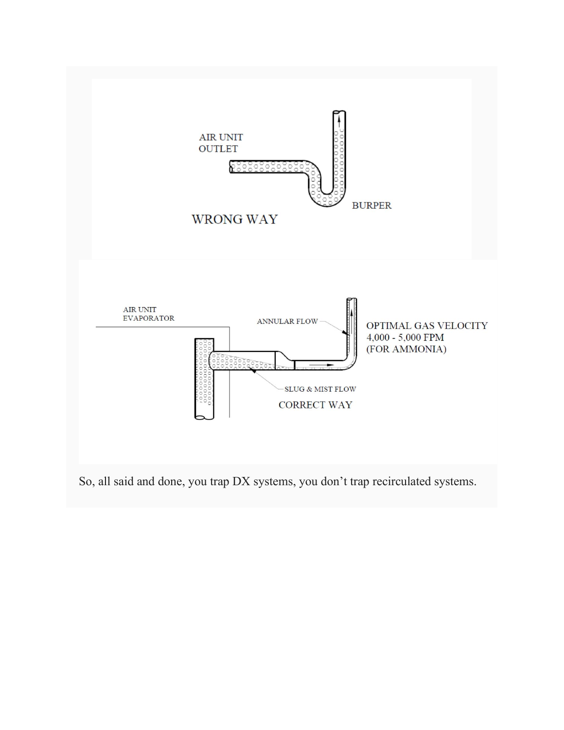AIR UNIT
OUTLET

BURPER

WRONG WAY

AIR UNIT
EVAPORATOR

ANNULAR FLOW

OPTIMAL GAS VELOCITY
4,000 - 5,000 FPM
(FOR AMMONIA)

SLUG & MIST FLOW

CORRECT WAY

So, all said and done, you trap DX systems, you don't trap recirculated systems.